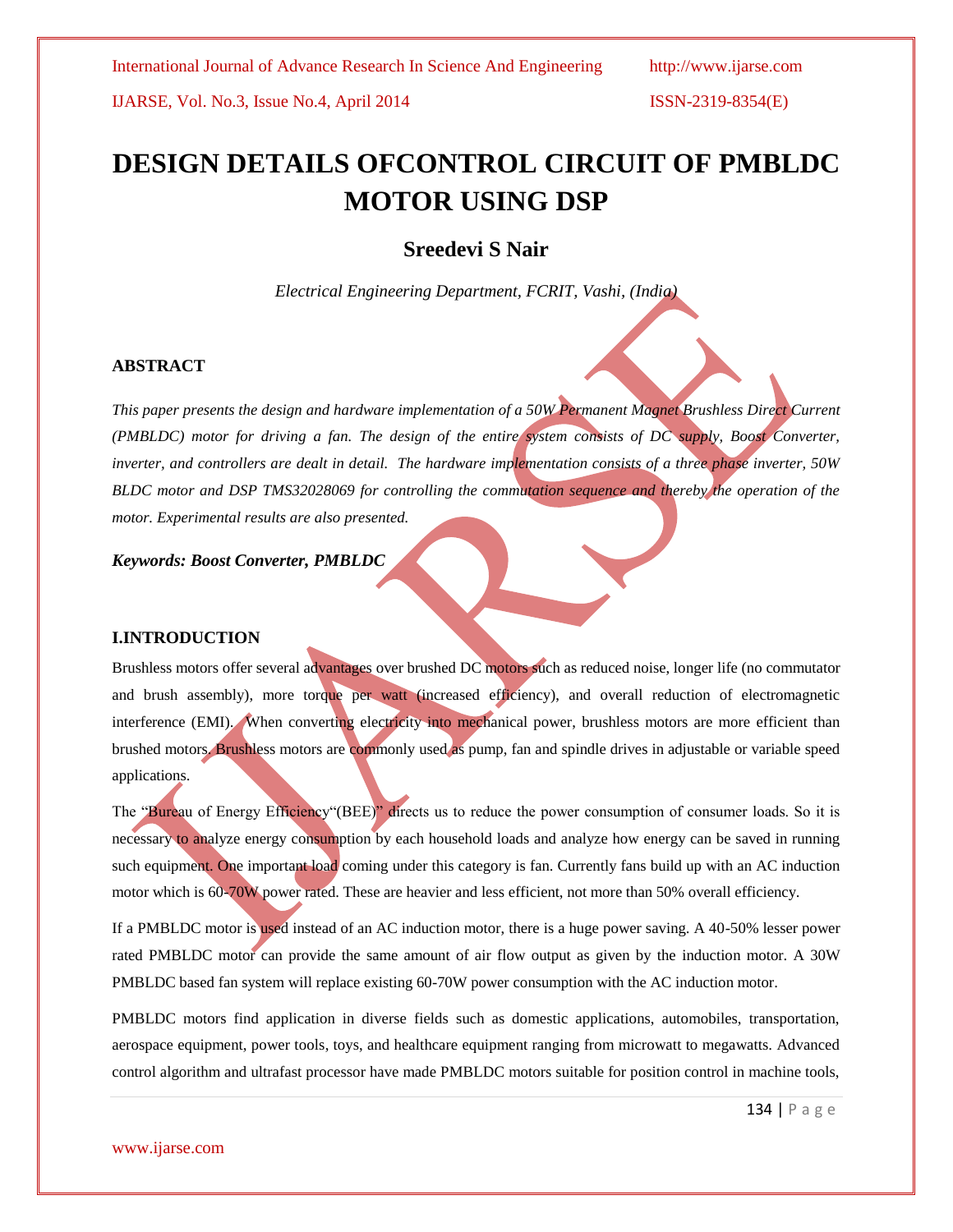# DESIGN DETAILS OFCONTROL CIRCUIT OF PMBLDC MOTOR USING DSP

## Sreedevi S Nair

*Electrical Engineering Department, FCRIT, Vashi, (India)*

### ABSTRACT

*This paper presents the design and hardware implementation of a 50W Permanent Magnet Brushless Direct Current (PMBLDC) motor for driving a fan. The design of the entire system consists of DC supply, Boost Converter, inverter, and controllers are dealt in detail. The hardware implementation consists of a three phase inverter, 50W BLDC motor and DSP TMS32028069 for controlling the commutation sequence and thereby the operation of the motor. Experimental results are also presented.*

***Keywords: Boost Converter, PMBLDC***

### I.INTRODUCTION

Brushless motors offer several advantages over brushed DC motors such as reduced noise, longer life (no commutator and brush assembly), more torque per watt (increased efficiency), and overall reduction of electromagnetic interference (EMI). When converting electricity into mechanical power, brushless motors are more efficient than brushed motors. Brushless motors are commonly used as pump, fan and spindle drives in adjustable or variable speed applications.

The "Bureau of Energy Efficiency"(BEE)" directs us to reduce the power consumption of consumer loads. So it is necessary to analyze energy consumption by each household loads and analyze how energy can be saved in running such equipment. One important load coming under this category is fan. Currently fans build up with an AC induction motor which is 60-70W power rated. These are heavier and less efficient, not more than 50% overall efficiency.

If a PMBLDC motor is used instead of an AC induction motor, there is a huge power saving. A 40-50% lesser power rated PMBLDC motor can provide the same amount of air flow output as given by the induction motor. A 30W PMBLDC based fan system will replace existing 60-70W power consumption with the AC induction motor.

PMBLDC motors find application in diverse fields such as domestic applications, automobiles, transportation, aerospace equipment, power tools, toys, and healthcare equipment ranging from microwatt to megawatts. Advanced control algorithm and ultrafast processor have made PMBLDC motors suitable for position control in machine tools,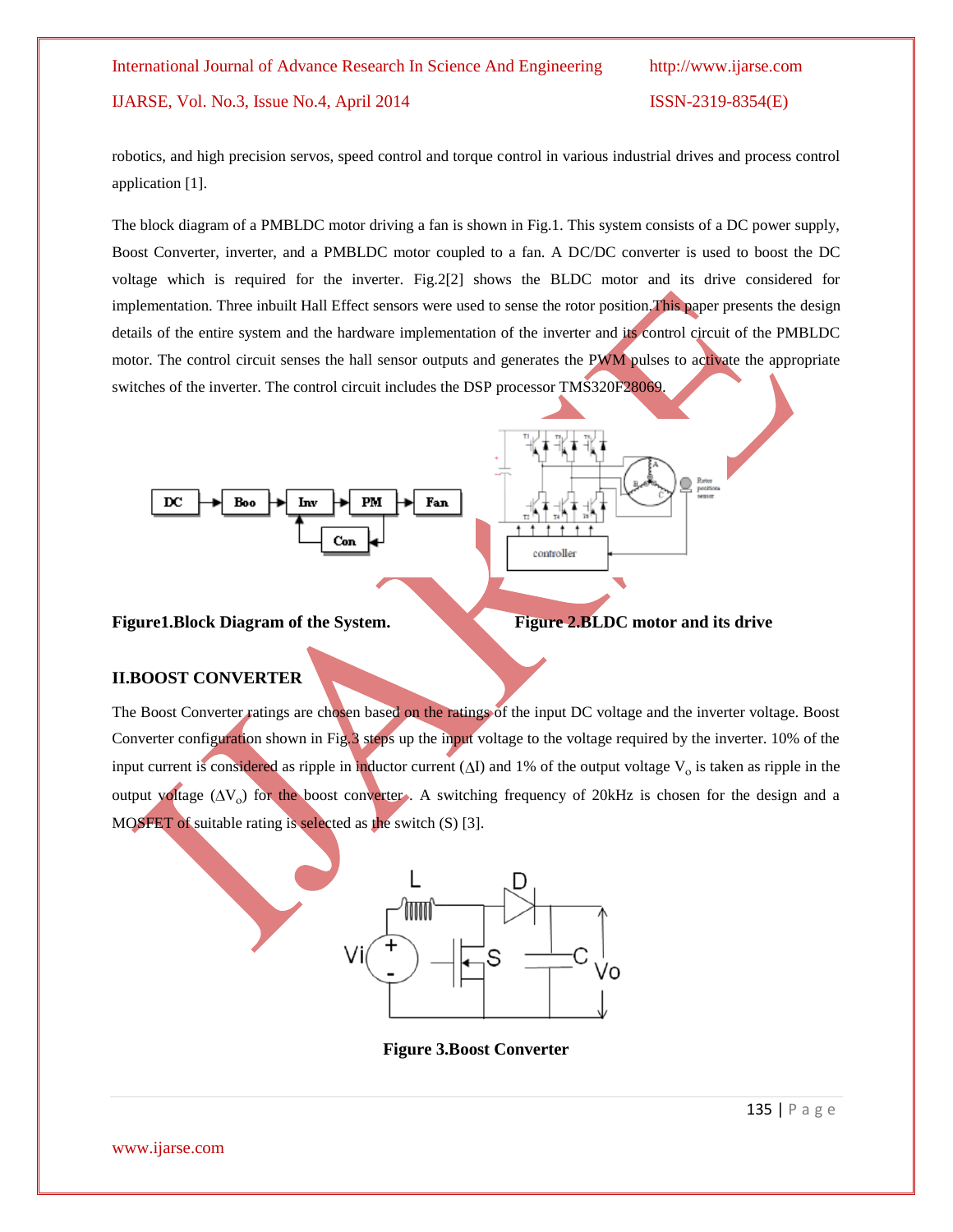robotics, and high precision servos, speed control and torque control in various industrial drives and process control application [1].

The block diagram of a PMBLDC motor driving a fan is shown in Fig.1. This system consists of a DC power supply, Boost Converter, inverter, and a PMBLDC motor coupled to a fan. A DC/DC converter is used to boost the DC voltage which is required for the inverter. Fig.2[2] shows the BLDC motor and its drive considered for implementation. Three inbuilt Hall Effect sensors were used to sense the rotor position.This paper presents the design details of the entire system and the hardware implementation of the inverter and its control circuit of the PMBLDC motor. The control circuit senses the hall sensor outputs and generates the PWM pulses to activate the appropriate switches of the inverter. The control circuit includes the DSP processor TMS320F28069.

**Figure1.Block Diagram of the System.**

**Figure 2.BLDC motor and its drive**

## II.BOOST CONVERTER

The Boost Converter ratings are chosen based on the ratings of the input DC voltage and the inverter voltage. Boost Converter configuration shown in Fig.3 steps up the input voltage to the voltage required by the inverter. 10% of the input current is considered as ripple in inductor current ($\Delta I$) and 1% of the output voltage $V_o$ is taken as ripple in the output voltage ($\Delta V_o$) for the boost converter . A switching frequency of 20kHz is chosen for the design and a MOSFET of suitable rating is selected as the switch (S) [3].

**Figure 3.Boost Converter**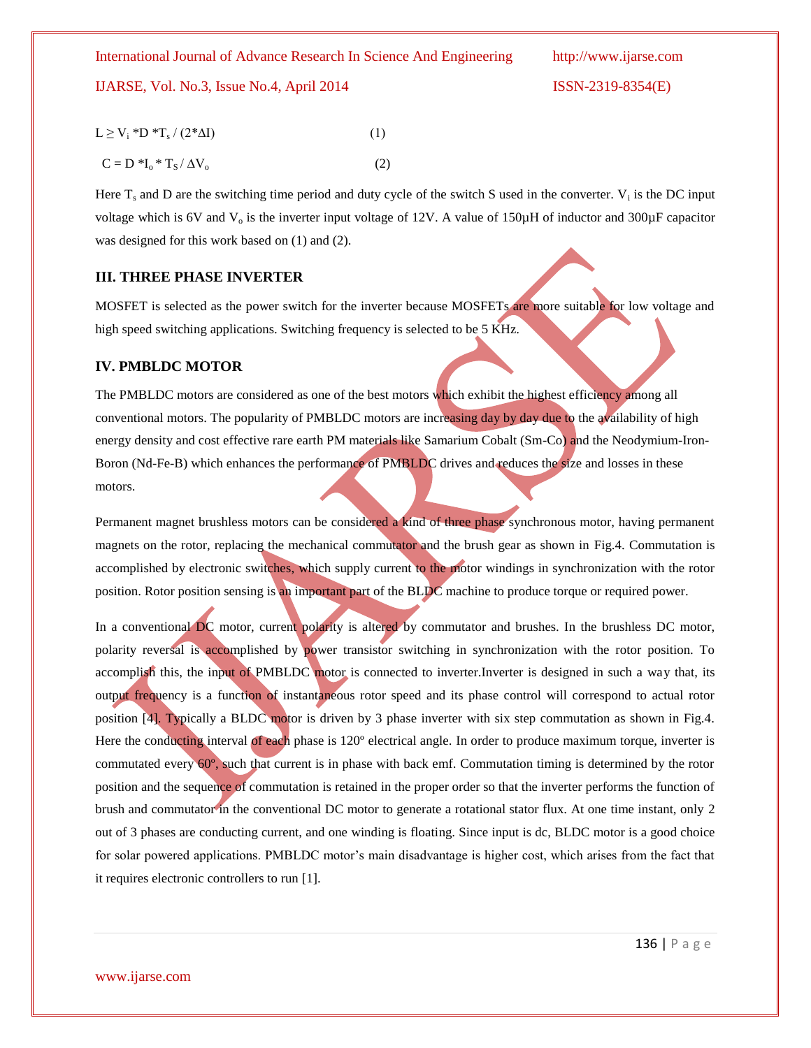$$L \geq V_i * D * T_s / (2*\Delta I) \quad (1)$$

$$C = D * I_o * T_S / \Delta V_o \quad (2)$$

Here $T_s$ and D are the switching time period and duty cycle of the switch S used in the converter. $V_i$ is the DC input voltage which is 6V and $V_o$ is the inverter input voltage of 12V. A value of 150μH of inductor and 300μF capacitor was designed for this work based on (1) and (2).

## III. THREE PHASE INVERTER

MOSFET is selected as the power switch for the inverter because MOSFETs are more suitable for low voltage and high speed switching applications. Switching frequency is selected to be 5 KHz.

## IV. PMBLDC MOTOR

The PMBLDC motors are considered as one of the best motors which exhibit the highest efficiency among all conventional motors. The popularity of PMBLDC motors are increasing day by day due to the availability of high energy density and cost effective rare earth PM materials like Samarium Cobalt (Sm-Co) and the Neodymium-Iron-Boron (Nd-Fe-B) which enhances the performance of PMBLDC drives and reduces the size and losses in these motors.

Permanent magnet brushless motors can be considered a kind of three phase synchronous motor, having permanent magnets on the rotor, replacing the mechanical commutator and the brush gear as shown in Fig.4. Commutation is accomplished by electronic switches, which supply current to the motor windings in synchronization with the rotor position. Rotor position sensing is an important part of the BLDC machine to produce torque or required power.

In a conventional DC motor, current polarity is altered by commutator and brushes. In the brushless DC motor, polarity reversal is accomplished by power transistor switching in synchronization with the rotor position. To accomplish this, the input of PMBLDC motor is connected to inverter.Inverter is designed in such a way that, its output frequency is a function of instantaneous rotor speed and its phase control will correspond to actual rotor position [4]. Typically a BLDC motor is driven by 3 phase inverter with six step commutation as shown in Fig.4. Here the conducting interval of each phase is 120º electrical angle. In order to produce maximum torque, inverter is commutated every 60º, such that current is in phase with back emf. Commutation timing is determined by the rotor position and the sequence of commutation is retained in the proper order so that the inverter performs the function of brush and commutator in the conventional DC motor to generate a rotational stator flux. At one time instant, only 2 out of 3 phases are conducting current, and one winding is floating. Since input is dc, BLDC motor is a good choice for solar powered applications. PMBLDC motor's main disadvantage is higher cost, which arises from the fact that it requires electronic controllers to run [1].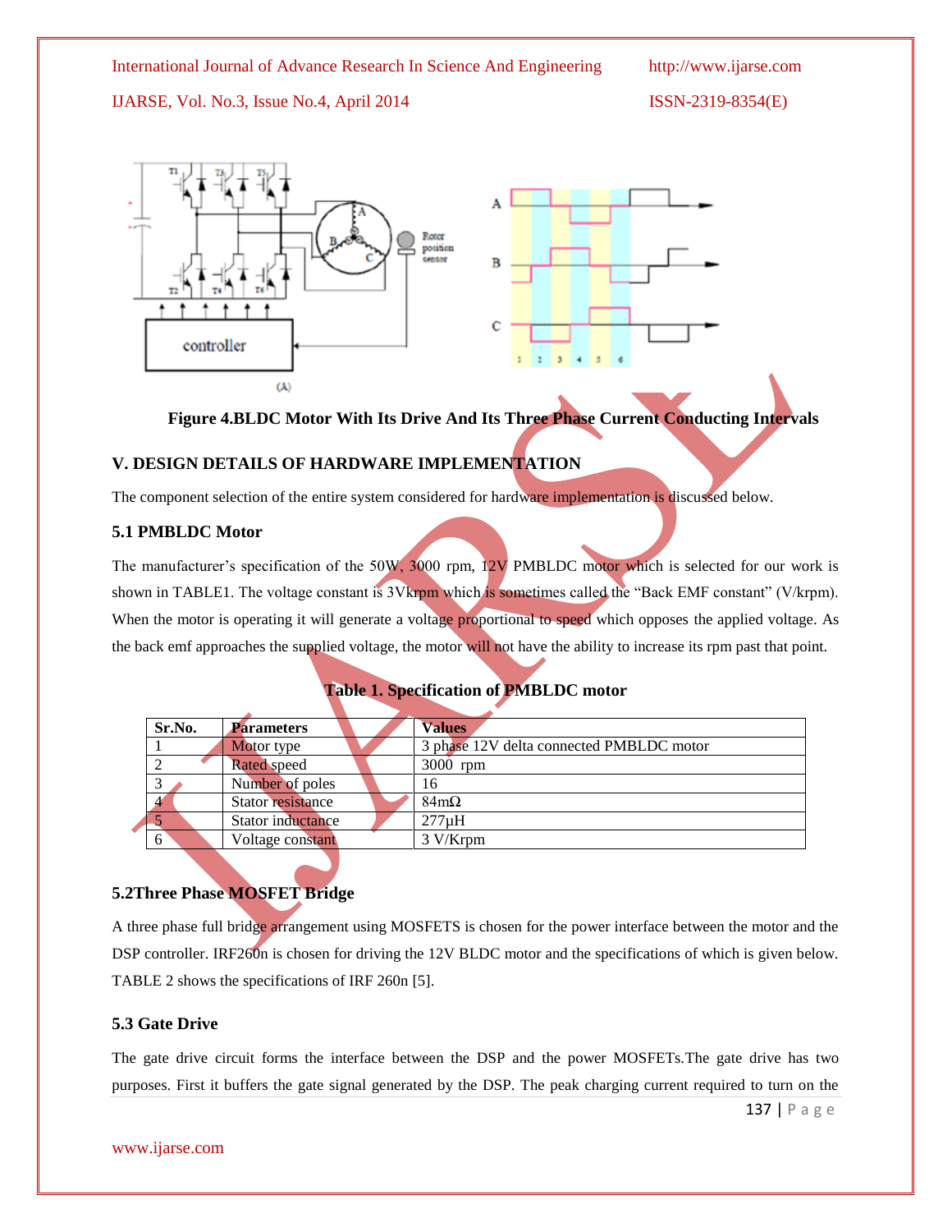Figure 4.BLDC Motor With Its Drive And Its Three Phase Current Conducting Intervals

## V. DESIGN DETAILS OF HARDWARE IMPLEMENTATION

The component selection of the entire system considered for hardware implementation is discussed below.

### 5.1 PMBLDC Motor

The manufacturer's specification of the 50W, 3000 rpm, 12V PMBLDC motor which is selected for our work is shown in TABLE1. The voltage constant is 3Vkrpm which is sometimes called the "Back EMF constant" (V/krpm). When the motor is operating it will generate a voltage proportional to speed which opposes the applied voltage. As the back emf approaches the supplied voltage, the motor will not have the ability to increase its rpm past that point.

**Table 1. Specification of PMBLDC motor**

| Sr.No. | Parameters | Values |
|---|---|---|
| 1 | Motor type | 3 phase 12V delta connected PMBLDC motor |
| 2 | Rated speed | 3000 rpm |
| 3 | Number of poles | 16 |
| 4 | Stator resistance | 84mΩ |
| 5 | Stator inductance | 277μH |
| 6 | Voltage constant | 3 V/Krpm |

### 5.2Three Phase MOSFET Bridge

A three phase full bridge arrangement using MOSFETS is chosen for the power interface between the motor and the DSP controller. IRF260n is chosen for driving the 12V BLDC motor and the specifications of which is given below. TABLE 2 shows the specifications of IRF 260n [5].

### 5.3 Gate Drive

The gate drive circuit forms the interface between the DSP and the power MOSFETs.The gate drive has two purposes. First it buffers the gate signal generated by the DSP. The peak charging current required to turn on the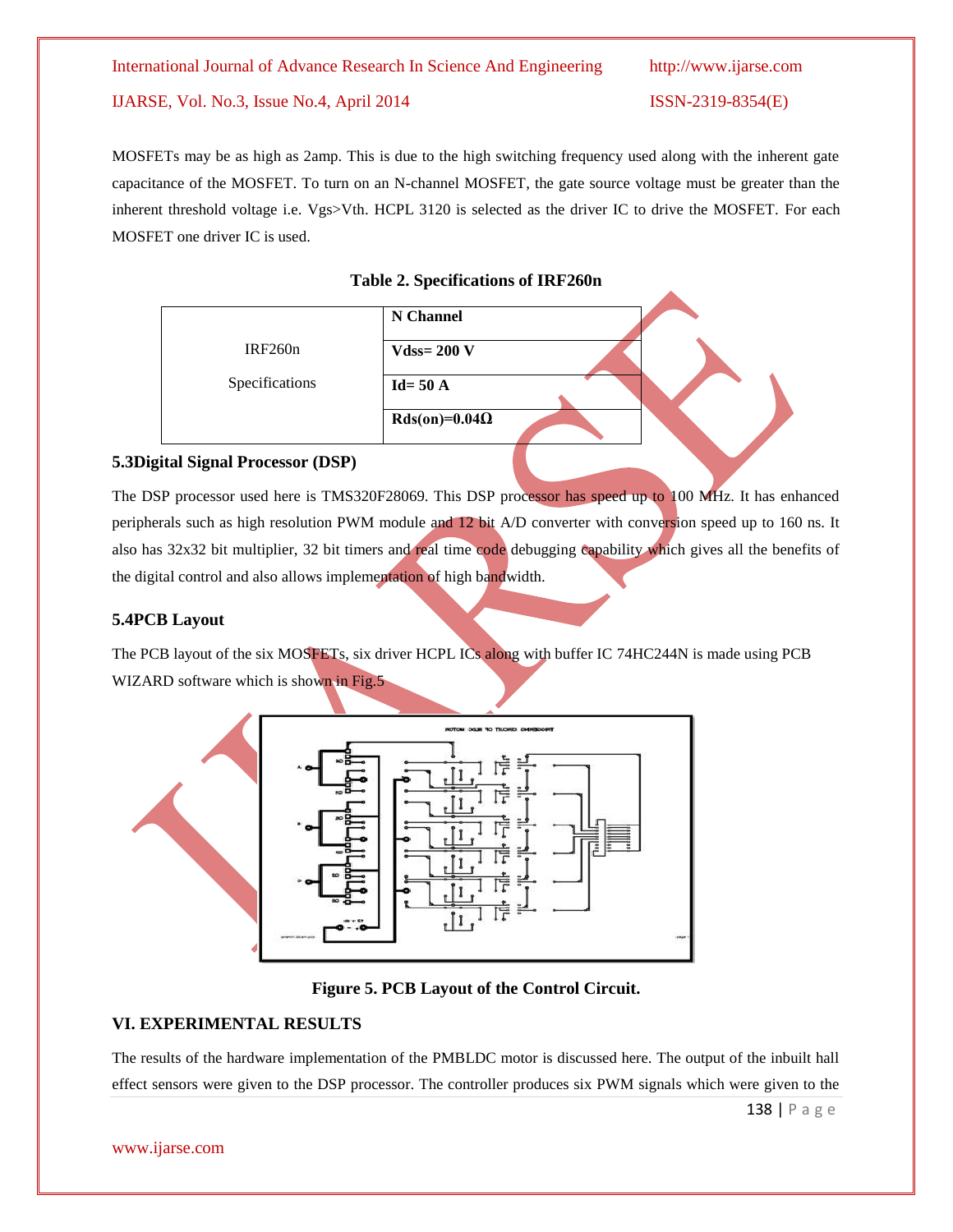MOSFETs may be as high as 2amp. This is due to the high switching frequency used along with the inherent gate capacitance of the MOSFET. To turn on an N-channel MOSFET, the gate source voltage must be greater than the inherent threshold voltage i.e. Vgs>Vth. HCPL 3120 is selected as the driver IC to drive the MOSFET. For each MOSFET one driver IC is used.

**Table 2. Specifications of IRF260n**

| | |
|---|---|
| IRF260n Specifications | **N Channel** |
| | **Vdss= 200 V** |
| | **Id= 50 A** |
| | **Rds(on)=0.04Ω** |

### 5.3Digital Signal Processor (DSP)

The DSP processor used here is TMS320F28069. This DSP processor has speed up to 100 MHz. It has enhanced peripherals such as high resolution PWM module and 12 bit A/D converter with conversion speed up to 160 ns. It also has 32x32 bit multiplier, 32 bit timers and real time code debugging capability which gives all the benefits of the digital control and also allows implementation of high bandwidth.

### 5.4PCB Layout

The PCB layout of the six MOSFETs, six driver HCPL ICs along with buffer IC 74HC244N is made using PCB WIZARD software which is shown in Fig.5

**Figure 5. PCB Layout of the Control Circuit.**

## VI. EXPERIMENTAL RESULTS

The results of the hardware implementation of the PMBLDC motor is discussed here. The output of the inbuilt hall effect sensors were given to the DSP processor. The controller produces six PWM signals which were given to the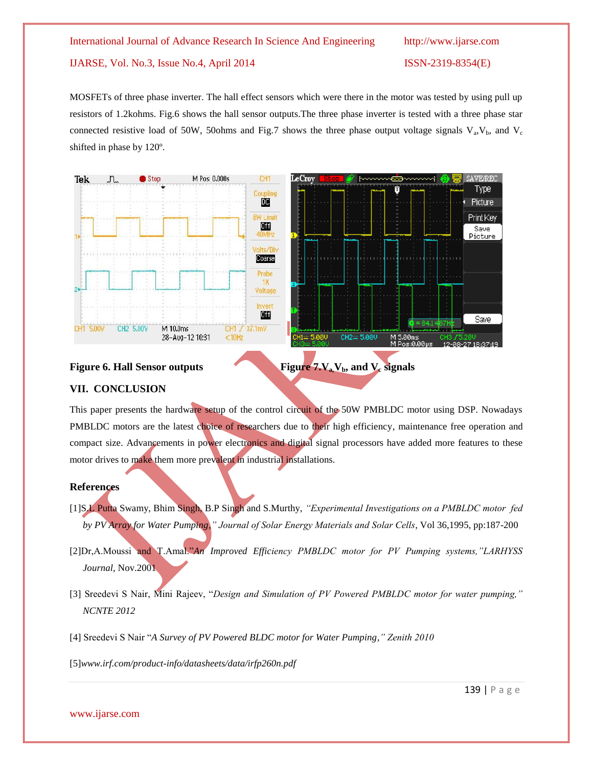MOSFETs of three phase inverter. The hall effect sensors which were there in the motor was tested by using pull up resistors of 1.2kohms. Fig.6 shows the hall sensor outputs.The three phase inverter is tested with a three phase star connected resistive load of 50W, 50ohms and Fig.7 shows the three phase output voltage signals $V_a$,$V_b$, and $V_c$ shifted in phase by 120$^o$.

**Figure 6. Hall Sensor outputs**

**Figure 7.$V_a$,$V_b$, and $V_c$ signals**

## VII. CONCLUSION

This paper presents the hardware setup of the control circuit of the 50W PMBLDC motor using DSP. Nowadays PMBLDC motors are the latest choice of researchers due to their high efficiency, maintenance free operation and compact size. Advancements in power electronics and digital signal processors have added more features to these motor drives to make them more prevalent in industrial installations.

### References

[1]S.L Putta Swamy, Bhim Singh, B.P Singh and S.Murthy, *"Experimental Investigations on a PMBLDC motor fed by PV Array for Water Pumping," Journal of Solar Energy Materials and Solar Cells*, Vol 36,1995, pp:187-200

[2]Dr,A.Moussi and T.Amal.*"An Improved Efficiency PMBLDC motor for PV Pumping systems,"LARHYSS Journal*, Nov.2001

[3] Sreedevi S Nair, Mini Rajeev, "*Design and Simulation of PV Powered PMBLDC motor for water pumping," NCNTE 2012*

[4] Sreedevi S Nair "*A Survey of PV Powered BLDC motor for Water Pumping," Zenith 2010*

[5]*www.irf.com/product-info/datasheets/data/irfp260n.pdf*